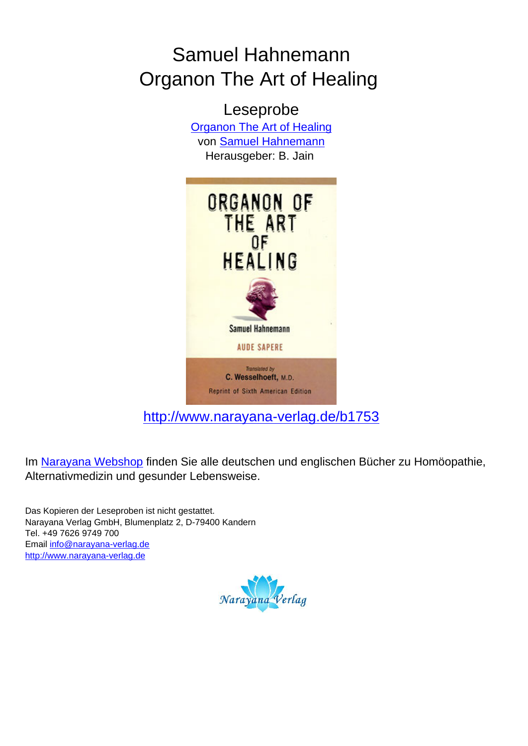# Samuel Hahnemann
# Organon The Art of Healing

## Leseprobe

[Organon The Art of Healing](http://www.narayana-verlag.de/b1753)
von [Samuel Hahnemann](http://www.narayana-verlag.de)
Herausgeber: B. Jain

ORGANON OF THE ART OF HEALING

Samuel Hahnemann

AUDE SAPERE

Translated by
C. Wesselhoeft, M.D.
Reprint of Sixth American Edition

http://www.narayana-verlag.de/b1753

Im Narayana Webshop finden Sie alle deutschen und englischen Bücher zu Homöopathie, Alternativmedizin und gesunder Lebensweise.

Das Kopieren der Leseproben ist nicht gestattet.
Narayana Verlag GmbH, Blumenplatz 2, D-79400 Kandern
Tel. +49 7626 9749 700
Email info@narayana-verlag.de
http://www.narayana-verlag.de

Narayana Verlag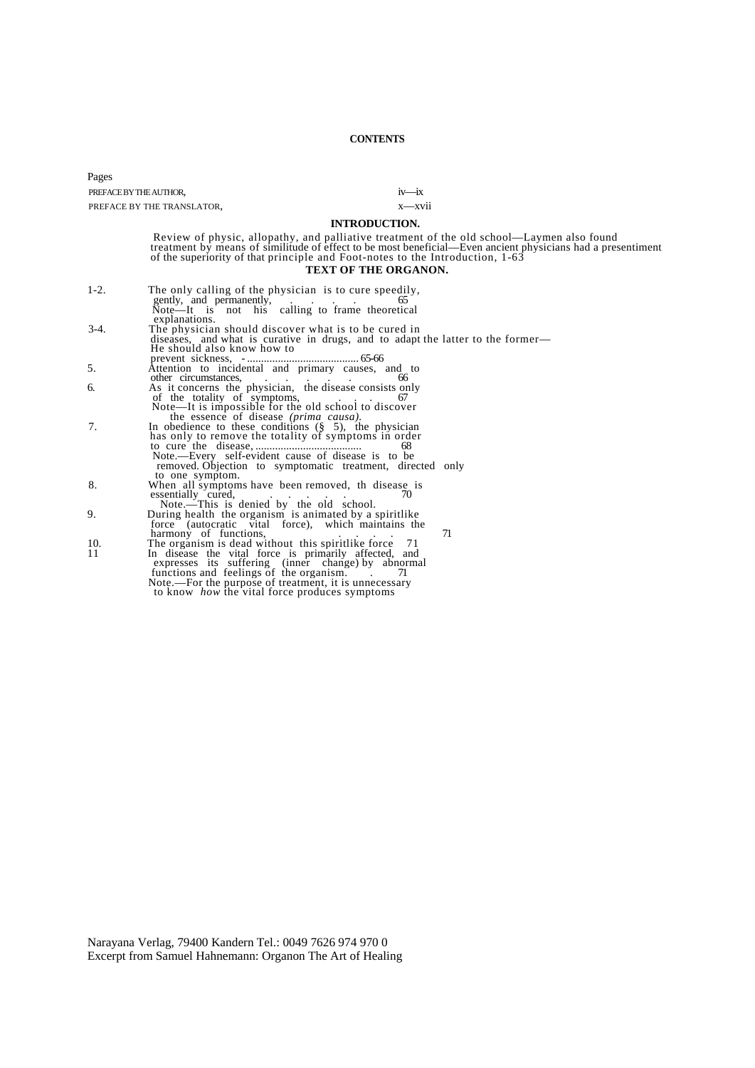**CONTENTS**

Pages

PREFACE BY THE AUTHOR, iv—ix

PREFACE BY THE TRANSLATOR, x—xvii

## INTRODUCTION.

Review of physic, allopathy, and palliative treatment of the old school—Laymen also found treatment by means of similitude of effect to be most beneficial—Even ancient physicians had a presentiment of the superiority of that principle and Foot-notes to the Introduction, 1-63

## TEXT OF THE ORGANON.

1-2. The only calling of the physician is to cure speedily, gently, and permanently, . . . . 65
Note—It is not his calling to frame theoretical explanations.

3-4. The physician should discover what is to be cured in diseases, and what is curative in drugs, and to adapt the latter to the former—He should also know how to prevent sickness, - ........................................ 65-66

5. Attention to incidental and primary causes, and to other circumstances, . . . . . . 66

6. As it concerns the physician, the disease consists only of the totality of symptoms, . . . 67
Note—It is impossible for the old school to discover the essence of disease *(prima causa).*

7. In obedience to these conditions (§ 5), the physician has only to remove the totality of symptoms in order to cure the disease, ..................................... 68
Note.—Every self-evident cause of disease is to be removed. Objection to symptomatic treatment, directed only to one symptom.

8. When all symptoms have been removed, th disease is essentially cured, . . . . . . 70
Note.—This is denied by the old school.

9. During health the organism is animated by a spiritlike force (autocratic vital force), which maintains the harmony of functions, . . . . . 71

10. The organism is dead without this spiritlike force 71

11 In disease the vital force is primarily affected, and expresses its suffering (inner change) by abnormal functions and feelings of the organism. . 71
Note.—For the purpose of treatment, it is unnecessary to know *how* the vital force produces symptoms

Narayana Verlag, 79400 Kandern Tel.: 0049 7626 974 970 0
Excerpt from Samuel Hahnemann: Organon The Art of Healing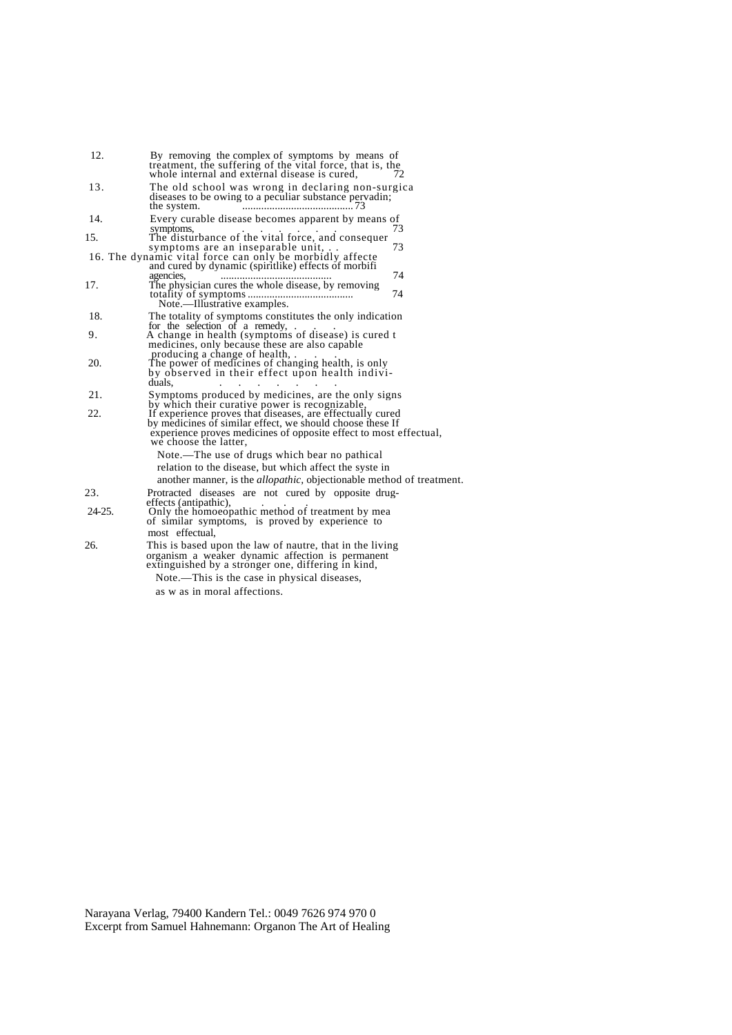12. By removing the complex of symptoms by means of treatment, the suffering of the vital force, that is, the whole internal and external disease is cured, 72

13. The old school was wrong in declaring non-surgica diseases to be owing to a peculiar substance pervadin; the system. ......................................... 73

14. Every curable disease becomes apparent by means of symptoms, . . . . . . . . 73

15. The disturbance of the vital force, and consequer symptoms are an inseparable unit, . . 73

16. The dynamic vital force can only be morbidly affecte and cured by dynamic (spiritlike) effects of morbifi agencies, ......................................... 74

17. The physician cures the whole disease, by removing totality of symptoms ....................................... 74
    Note.—Illustrative examples.

18. The totality of symptoms constitutes the only indication for the selection of a remedy, . . .

9. A change in health (symptoms of disease) is cured t medicines, only because these are also capable producing a change of health, . . .

20. The power of medicines of changing health, is only by observed in their effect upon health indivi-duals, . . . . . . . .

21. Symptoms produced by medicines, are the only signs by which their curative power is recognizable,

22. If experience proves that diseases, are effectually cured by medicines of similar effect, we should choose these If experience proves medicines of opposite effect to most effectual, we choose the latter,

    Note.—The use of drugs which bear no pathical relation to the disease, but which affect the syste in another manner, is the *allopathic*, objectionable method of treatment.

23. Protracted diseases are not cured by opposite drug-effects (antipathic), . . .

24-25. Only the homoeopathic method of treatment by mea of similar symptoms, is proved by experience to most effectual,

26. This is based upon the law of nautre, that in the living organism a weaker dynamic affection is permanent extinguished by a stronger one, differing in kind,

    Note.—This is the case in physical diseases, as w as in moral affections.

Narayana Verlag, 79400 Kandern Tel.: 0049 7626 974 970 0
Excerpt from Samuel Hahnemann: Organon The Art of Healing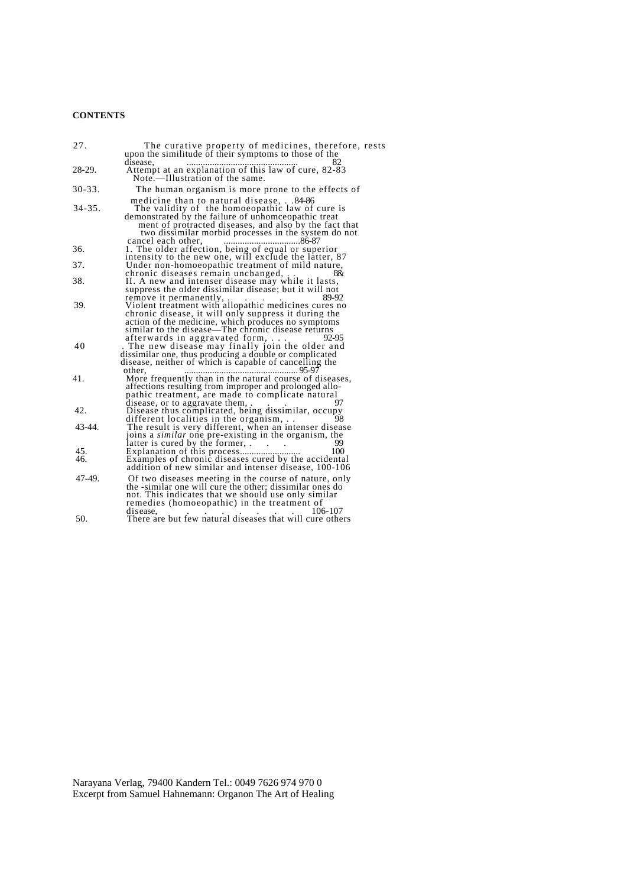**CONTENTS**

27. The curative property of medicines, therefore, rests upon the similitude of their symptoms to those of the disease, ............................................. 82

28-29. Attempt at an explanation of this law of cure, 82-83
Note.—Illustration of the same.

30-33. The human organism is more prone to the effects of medicine than to natural disease, . .84-86

34-35. The validity of the homoeopathic law of cure is demonstrated by the failure of unhomceopathic treatment of protracted diseases, and also by the fact that two dissimilar morbid processes in the system do not cancel each other, .................................86-87

36. 1. The older affection, being of equal or superior intensity to the new one, will exclude the latter, 87

37. Under non-homoeopathic treatment of mild nature, chronic diseases remain unchanged, . . 8&

38. II. A new and intenser disease may while it lasts, suppress the older dissimilar disease; but it will not remove it permanently, . . . . 89-92

39. Violent treatment with allopathic medicines cures no chronic disease, it will only suppress it during the action of the medicine, which produces no symptoms similar to the disease—The chronic disease returns afterwards in aggravated form, . . . 92-95

40 . The new disease may finally join the older and dissimilar one, thus producing a double or complicated disease, neither of which is capable of cancelling the other, ................................................ 95-97

41. More frequently than in the natural course of diseases, affections resulting from improper and prolonged allopathic treatment, are made to complicate natural disease, or to aggravate them, . . . 97

42. Disease thus complicated, being dissimilar, occupy different localities in the organism, . . 98

43-44. The result is very different, when an intenser disease joins a *similar* one pre-existing in the organism, the latter is cured by the former, . . . 99

45. Explanation of this process......................... 100

46. Examples of chronic diseases cured by the accidental addition of new similar and intenser disease, 100-106

47-49. Of two diseases meeting in the course of nature, only the -similar one will cure the other; dissimilar ones do not. This indicates that we should use only similar remedies (homoeopathic) in the treatment of disease, . . . . . . . 106-107

50. There are but few natural diseases that will cure others

Narayana Verlag, 79400 Kandern Tel.: 0049 7626 974 970 0
Excerpt from Samuel Hahnemann: Organon The Art of Healing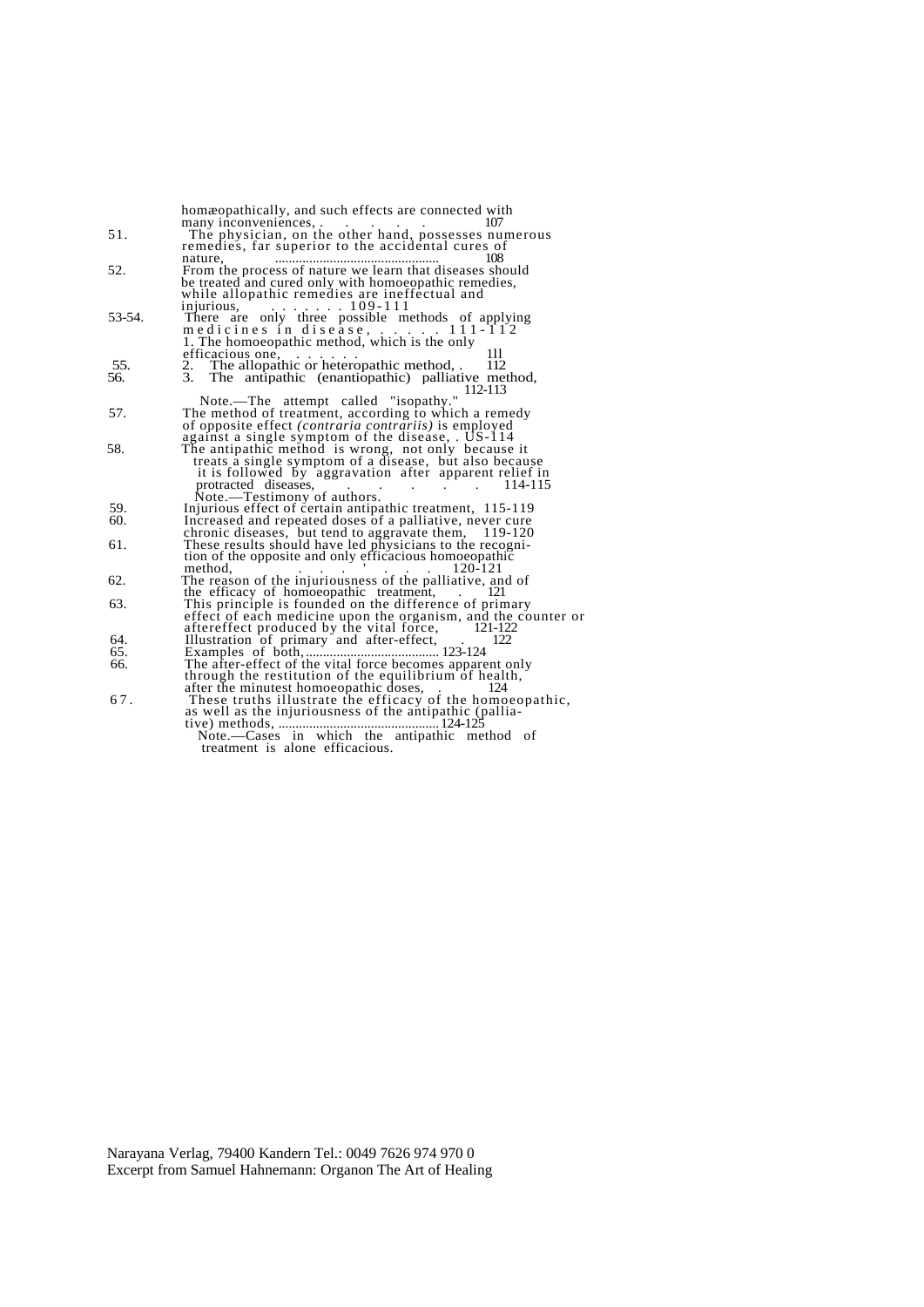homæopathically, and such effects are connected with many inconveniences, . . . . . . 107

51. The physician, on the other hand, possesses numerous remedies, far superior to the accidental cures of nature, ............................................... 108

52. From the process of nature we learn that diseases should be treated and cured only with homoeopathic remedies, while allopathic remedies are ineffectual and injurious, . . . . . . . 109-111

53-54. There are only three possible methods of applying medicines in disease, . . . . . 111-112
1. The homoeopathic method, which is the only efficacious one, . . . . . . 111

55. 2. The allopathic or heteropathic method, . 112

56. 3. The antipathic (enantiopathic) palliative method, 112-113
Note.—The attempt called "isopathy."

57. The method of treatment, according to which a remedy of opposite effect *(contraria contrariis)* is employed against a single symptom of the disease, . US-114

58. The antipathic method is wrong, not only because it treats a single symptom of a disease, but also because it is followed by aggravation after apparent relief in protracted diseases, . . . . . 114-115
Note.—Testimony of authors.

59. Injurious effect of certain antipathic treatment, 115-119

60. Increased and repeated doses of a palliative, never cure chronic diseases, but tend to aggravate them, 119-120

61. These results should have led physicians to the recognition of the opposite and only efficacious homoeopathic method, . . . ' . . . 120-121

62. The reason of the injuriousness of the palliative, and of the efficacy of homoeopathic treatment, . 121

63. This principle is founded on the difference of primary effect of each medicine upon the organism, and the counter or aftereffect produced by the vital force, 121-122

64. Illustration of primary and after-effect, . 122

65. Examples of both,....................................... 123-124

66. The after-effect of the vital force becomes apparent only through the restitution of the equilibrium of health, after the minutest homoeopathic doses, . 124

67. These truths illustrate the efficacy of the homoeopathic, as well as the injuriousness of the antipathic (palliative) methods, ............................................ 124-125
Note.—Cases in which the antipathic method of treatment is alone efficacious.

Narayana Verlag, 79400 Kandern Tel.: 0049 7626 974 970 0
Excerpt from Samuel Hahnemann: Organon The Art of Healing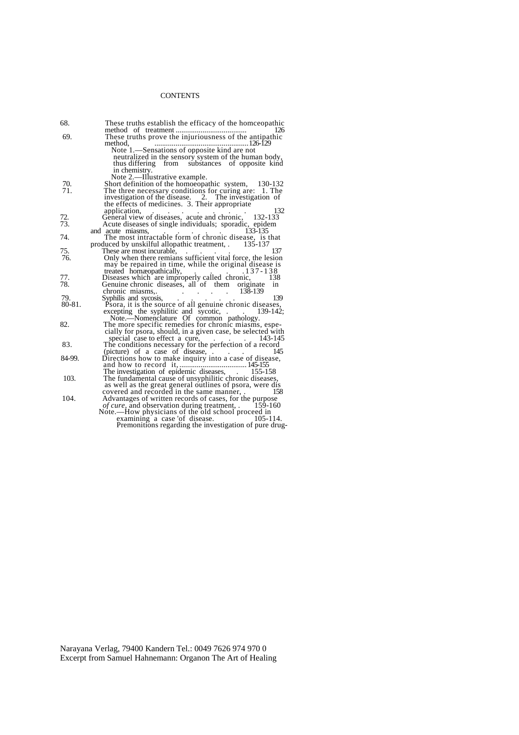CONTENTS

| | | |
|---|---|---|
| 68. | These truths establish the efficacy of the homceopathic method of treatment .................................... | 126 |
| 69. | These truths prove the injuriousness of the antipathic method, ................................................ | 126-129 |
| | Note 1.—Sensations of opposite kind are not neutralized in the sensory system of the human body, thus differing from substances of opposite kind in chemistry. | |
| | Note 2.—Illustrative example. | |
| 70. | Short definition of the homoeopathic system, | 130-132 |
| 71. | The three necessary conditions for curing are: 1. The investigation of the disease. 2. The investigation of the effects of medicines. 3. Their appropriate application, . . . . . . . | 132 |
| 72. | General view of diseases, acute and chronic, | 132-133 |
| 73. | Acute diseases of single individuals; sporadic, epidem and acute miasms, . . . . . . | 133-135 |
| 74. | The most intractable form of chronic disease, is that produced by unskilful allopathic treatment, . | 135-137 |
| 75. | These are most incurable, . . . . | 137 |
| 76. | Only when there remians sufficient vital force, the lesion may be repaired in time, while the original disease is treated homæopathically, . . . | 137-138 |
| 77. | Diseases which are improperly called chronic, | 138 |
| 78. | Genuine chronic diseases, all of them originate in chronic miasms,. . . . . | 138-139 |
| 79. | Syphilis and sycosis, . . . . . . | 139 |
| 80-81. | Psora, it is the source of all genuine chronic diseases, excepting the syphilitic and sycotic, . . | 139-142; |
| | Note.—Nomenclature Of common pathology. | |
| 82. | The more specific remedies for chronic miasms, especially for psora, should, in a given case, be selected with special case to effect a cure, . . . | 143-145 |
| 83. | The conditions necessary for the perfection of a record (picture) of a case of disease, . . . | 145 |
| 84-99. | Directions how to make inquiry into a case of disease, and how to record it, .................................. | 145-155 |
| | The investigation of epidemic diseases, . | 155-158 |
| 103. | The fundamental cause of unsyphilitic chronic diseases, as well as the great general outlines of psora, were dis covered and recorded in the same manner, . | 158 |
| 104. | Advantages of written records of cases, for the purpose *of cure*, and observation during treatment, . | 159-160 |
| | Note.—How physicians of the old school proceed in examining a case 'of disease. | 105-114. |
| | Premonitions regarding the investigation of pure drug- | |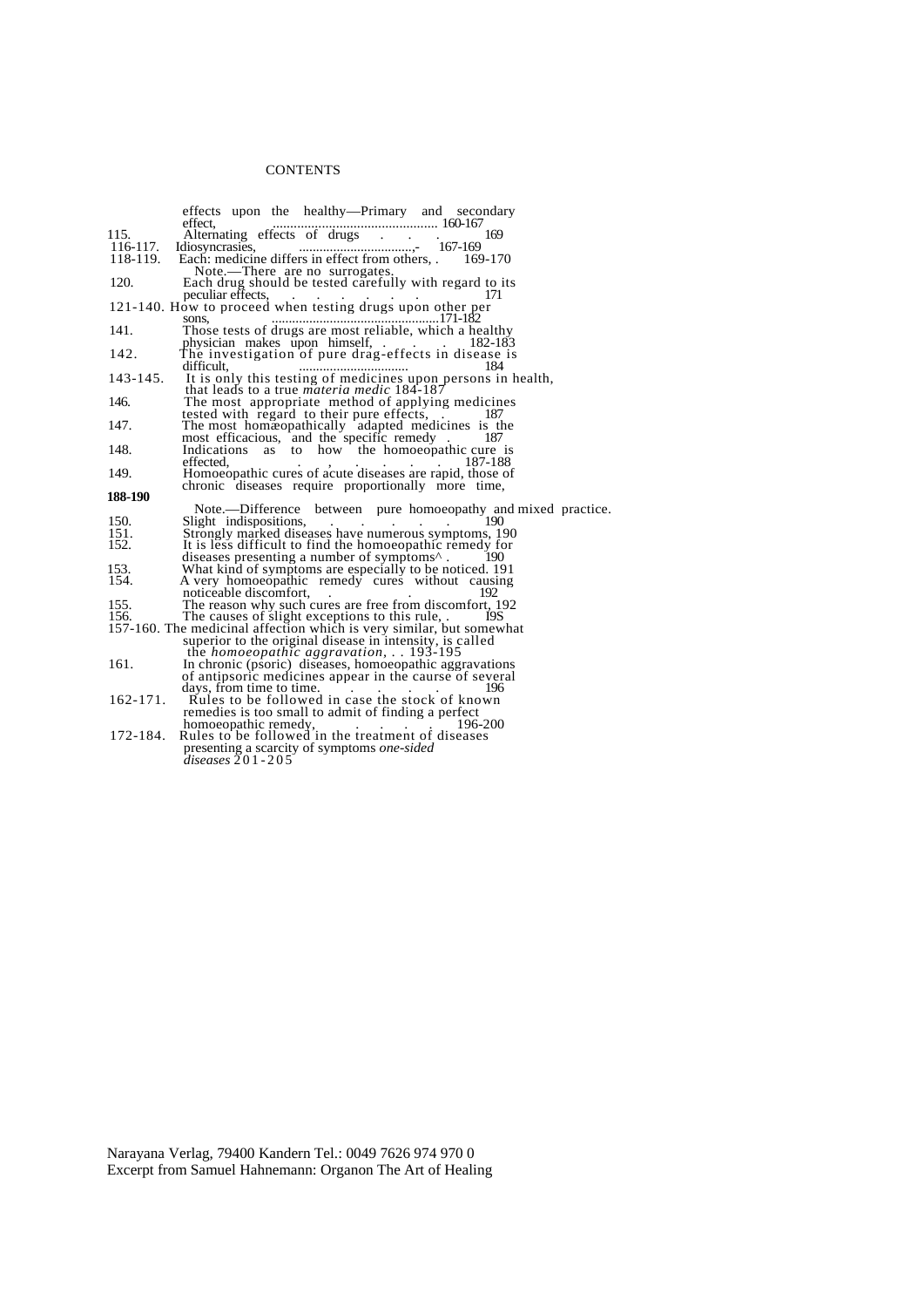CONTENTS

effects upon the healthy—Primary and secondary effect, ............................................... 160-167

115. Alternating effects of drugs . . . 169

116-117. Idiosyncrasies, .................................,- 167-169

118-119. Each: medicine differs in effect from others, . 169-170

Note.—There are no surrogates.

120. Each drug should be tested carefully with regard to its peculiar effects, . . . . . . 171

121-140. How to proceed when testing drugs upon other persons, ................................................171-182

141. Those tests of drugs are most reliable, which a healthy physician makes upon himself, . . . 182-183

142. The investigation of pure drag-effects in disease is difficult, ................................ 184

143-145. It is only this testing of medicines upon persons in health, that leads to a true *materia medic* 184-187

146. The most appropriate method of applying medicines tested with regard to their pure effects, . 187

147. The most homæopathically adapted medicines is the most efficacious, and the specific remedy . 187

148. Indications as to how the homoeopathic cure is effected, . . . . . . 187-188

149. Homoeopathic cures of acute diseases are rapid, those of chronic diseases require proportionally more time,

**188-190**

Note.—Difference between pure homoeopathy and mixed practice.

150. Slight indispositions, . . . . . 190

151. Strongly marked diseases have numerous symptoms, 190

152. It is less difficult to find the homoeopathic remedy for diseases presenting a number of symptoms^ . 190

153. What kind of symptoms are especially to be noticed. 191

154. A very homoeopathic remedy cures without causing noticeable discomfort, . . 192

155. The reason why such cures are free from discomfort, 192

156. The causes of slight exceptions to this rule, . I9S

157-160. The medicinal affection which is very similar, but somewhat superior to the original disease in intensity, is called the *homoeopathic aggravation,* . . 193-195

161. In chronic (psoric) diseases, homoeopathic aggravations of antipsoric medicines appear in the caurse of several days, from time to time. . . . . 196

162-171. Rules to be followed in case the stock of known remedies is too small to admit of finding a perfect homoeopathic remedy, . . . . 196-200

172-184. Rules to be followed in the treatment of diseases presenting a scarcity of symptoms *one-sided diseases* 201-205

Narayana Verlag, 79400 Kandern Tel.: 0049 7626 974 970 0
Excerpt from Samuel Hahnemann: Organon The Art of Healing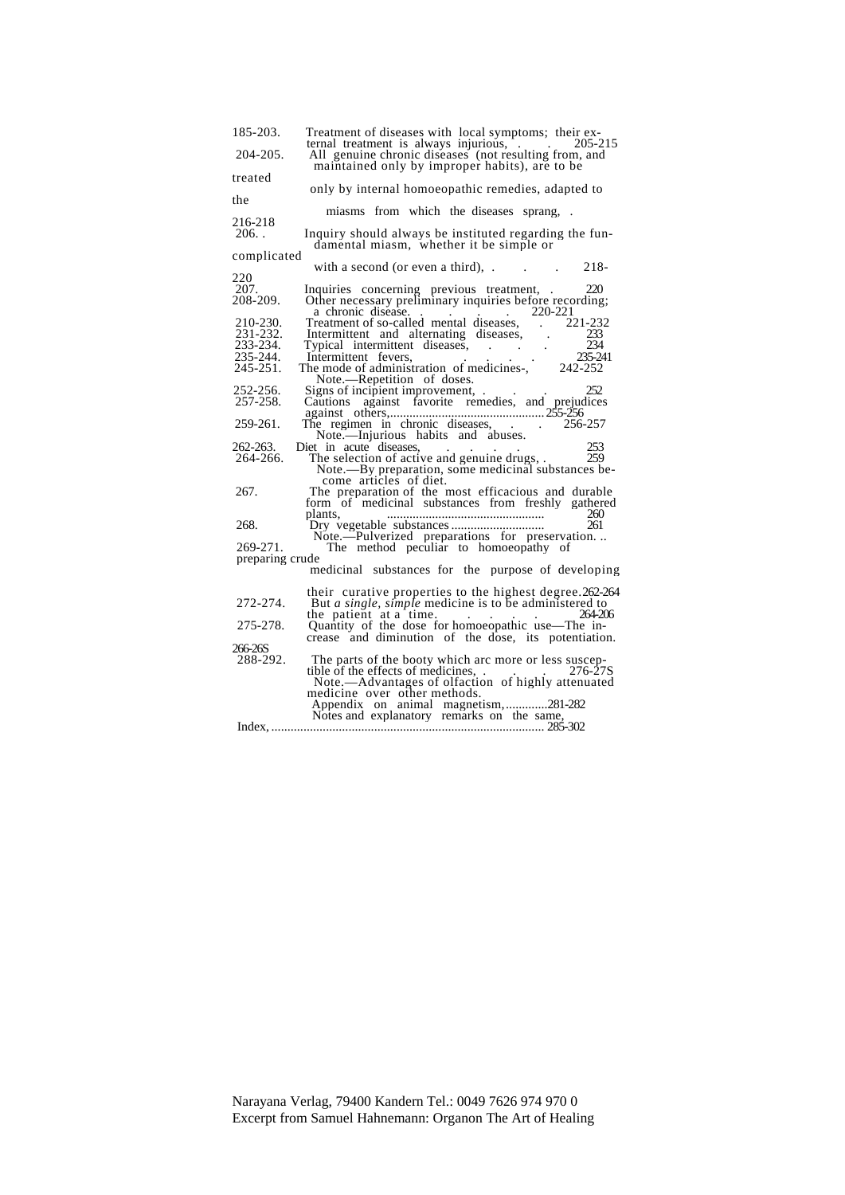185-203. Treatment of diseases with local symptoms; their external treatment is always injurious, . . 205-215

204-205. All genuine chronic diseases (not resulting from, and maintained only by improper habits), are to be treated only by internal homoeopathic remedies, adapted to the miasms from which the diseases sprang, . 216-218

206. . Inquiry should always be instituted regarding the fundamental miasm, whether it be simple or complicated with a second (or even a third), . . . 218-220

207. Inquiries concerning previous treatment, . 220

208-209. Other necessary preliminary inquiries before recording; a chronic disease. . . . . 220-221

210-230. Treatment of so-called mental diseases, . 221-232

231-232. Intermittent and alternating diseases, . 233

233-234. Typical intermittent diseases, . . . 234

235-244. Intermittent fevers, . . . . 235-241

245-251. The mode of administration of medicines-, 242-252
Note.—Repetition of doses.

252-256. Signs of incipient improvement, . . . 252

257-258. Cautions against favorite remedies, and prejudices against others,................................................255-256

259-261. The regimen in chronic diseases, . . 256-257
Note.—Injurious habits and abuses.

262-263. Diet in acute diseases, . . . . 253

264-266. The selection of active and genuine drugs, . 259
Note.—By preparation, some medicinal substances become articles of diet.

267. The preparation of the most efficacious and durable form of medicinal substances from freshly gathered plants, ................................................ 260

268. Dry vegetable substances............................ 261
Note.—Pulverized preparations for preservation. ..

269-271. The method peculiar to homoeopathy of preparing crude medicinal substances for the purpose of developing their curative properties to the highest degree.262-264

272-274. But *a single, simple* medicine is to be administered to the patient at a time. . . . . 264-206

275-278. Quantity of the dose for homoeopathic use—The increase and diminution of the dose, its potentiation. 266-26S

288-292. The parts of the booty which arc more or less susceptible of the effects of medicines, . . . 276-27S
Note.—Advantages of olfaction of highly attenuated medicine over other methods.
Appendix on animal magnetism,.............281-282
Notes and explanatory remarks on the same,

Index,.................................................................................... 285-302

Narayana Verlag, 79400 Kandern Tel.: 0049 7626 974 970 0
Excerpt from Samuel Hahnemann: Organon The Art of Healing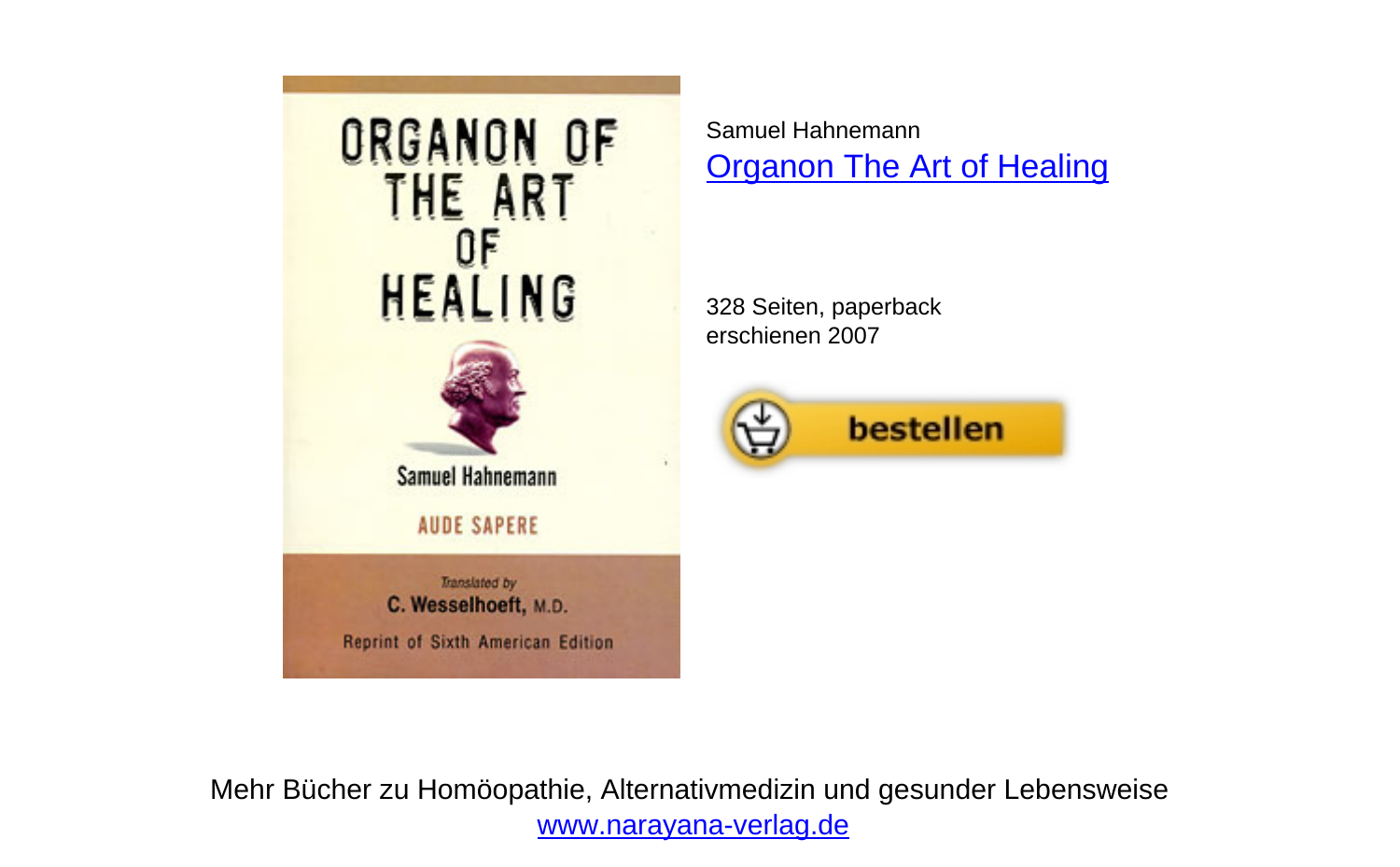Samuel Hahnemann
Organon The Art of Healing

328 Seiten, paperback
erschienen 2007

bestellen

Mehr Bücher zu Homöopathie, Alternativmedizin und gesunder Lebensweise
www.narayana-verlag.de